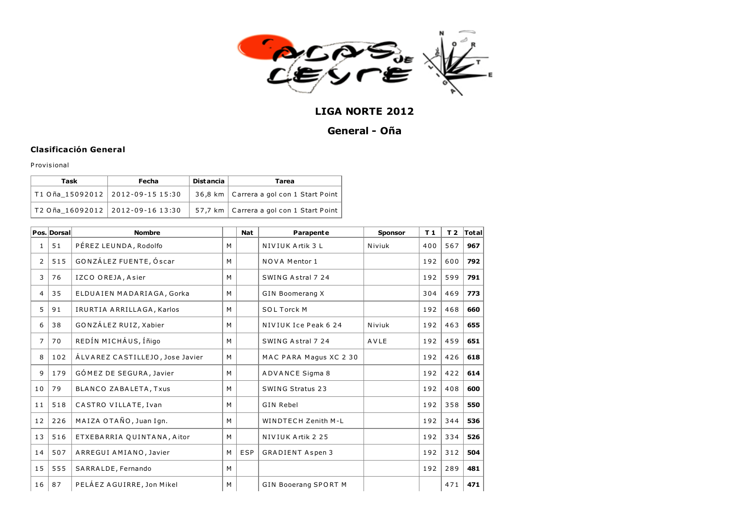# LIGA NORTE 2012

## General - Oña

### Clasificación General

Provisional

| Task | Fecha | Distancia | Tarea |
|---|---|---|---|
| T1 Oña_15092012 | 2012-09-15 15:30 | 36,8 km | Carrera a gol con 1 Start Point |
| T2 Oña_16092012 | 2012-09-16 13:30 | 57,7 km | Carrera a gol con 1 Start Point |

| Pos. | Dorsal | Nombre | | Nat | Parapente | Sponsor | T 1 | T 2 | Total |
|---|---|---|---|---|---|---|---|---|---|
| 1 | 51 | PÉREZ LEUNDA, Rodolfo | M | | NIVIUK Artik 3 L | Niviuk | 400 | 567 | **967** |
| 2 | 515 | GONZÁLEZ FUENTE, Óscar | M | | NOVA Mentor 1 | | 192 | 600 | **792** |
| 3 | 76 | IZCO OREJA, Asier | M | | SWING Astral 7 24 | | 192 | 599 | **791** |
| 4 | 35 | ELDUAIEN MADARIAGA, Gorka | M | | GIN Boomerang X | | 304 | 469 | **773** |
| 5 | 91 | IRURTIA ARRILLAGA, Karlos | M | | SOL Torck M | | 192 | 468 | **660** |
| 6 | 38 | GONZÁLEZ RUIZ, Xabier | M | | NIVIUK Ice Peak 6 24 | Niviuk | 192 | 463 | **655** |
| 7 | 70 | REDÍN MICHÁUS, Íñigo | M | | SWING Astral 7 24 | AVLE | 192 | 459 | **651** |
| 8 | 102 | ÁLVAREZ CASTILLEJO, Jose Javier | M | | MAC PARA Magus XC 2 30 | | 192 | 426 | **618** |
| 9 | 179 | GÓMEZ DE SEGURA, Javier | M | | ADVANCE Sigma 8 | | 192 | 422 | **614** |
| 10 | 79 | BLANCO ZABALETA, Txus | M | | SWING Stratus 23 | | 192 | 408 | **600** |
| 11 | 518 | CASTRO VILLATE, Ivan | M | | GIN Rebel | | 192 | 358 | **550** |
| 12 | 226 | MAIZA OTAÑO, Juan Ign. | M | | WINDTECH Zenith M-L | | 192 | 344 | **536** |
| 13 | 516 | ETXEBARRIA QUINTANA, Aitor | M | | NIVIUK Artik 2 25 | | 192 | 334 | **526** |
| 14 | 507 | ARREGUI AMIANO, Javier | M | ESP | GRADIENT Aspen 3 | | 192 | 312 | **504** |
| 15 | 555 | SARRALDE, Fernando | M | | | | 192 | 289 | **481** |
| 16 | 87 | PELÁEZ AGUIRRE, Jon Mikel | M | | GIN Booerang SPORT M | | | 471 | **471** |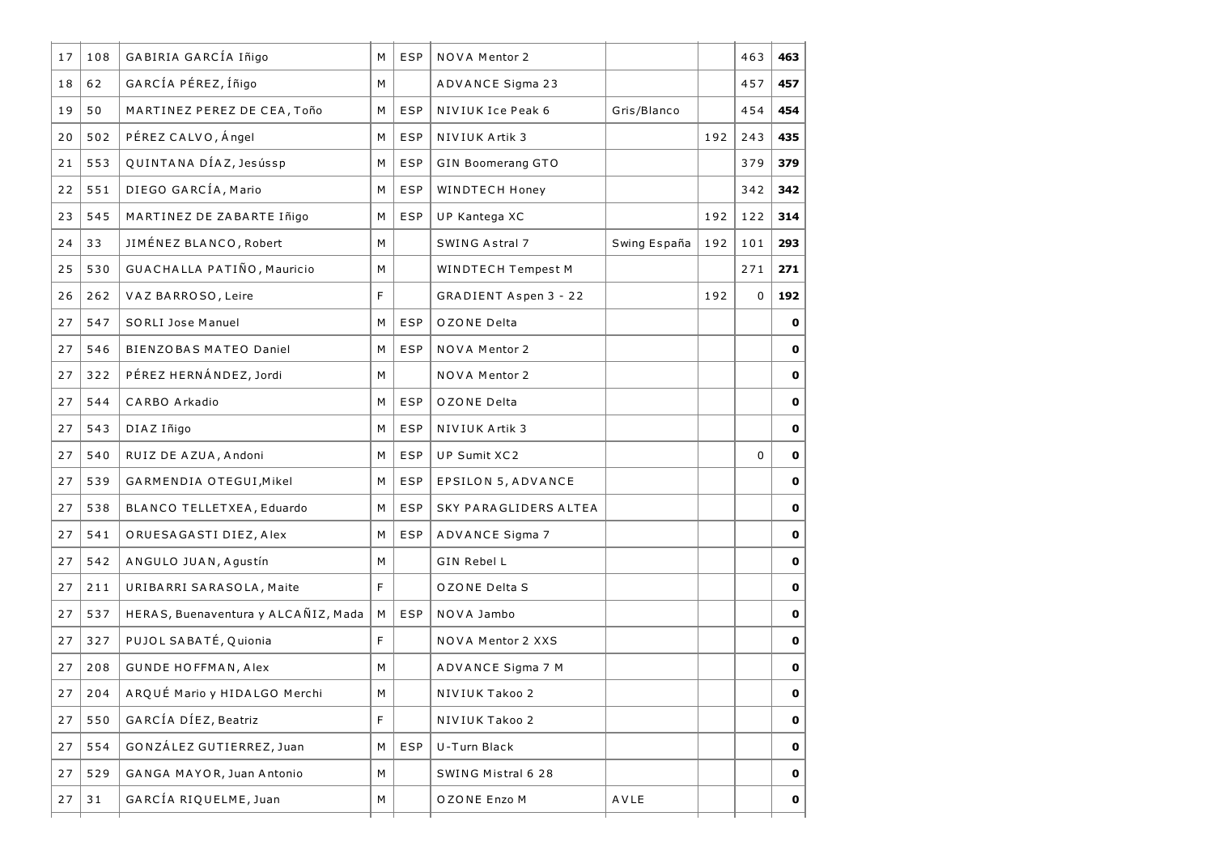| | | | | | | | | | |
|---|---|---|---|---|---|---|---|---|---|
| 17 | 108 | GABIRIA GARCÍA Iñigo | M | ESP | NOVA Mentor 2 | | | 463 | **463** |
| 18 | 62 | GARCÍA PÉREZ, Íñigo | M | | ADVANCE Sigma 23 | | | 457 | **457** |
| 19 | 50 | MARTINEZ PEREZ DE CEA, Toño | M | ESP | NIVIUK Ice Peak 6 | Gris/Blanco | | 454 | **454** |
| 20 | 502 | PÉREZ CALVO, Ángel | M | ESP | NIVIUK Artik 3 | | 192 | 243 | **435** |
| 21 | 553 | QUINTANA DÍAZ, Jesússp | M | ESP | GIN Boomerang GTO | | | 379 | **379** |
| 22 | 551 | DIEGO GARCÍA, Mario | M | ESP | WINDTECH Honey | | | 342 | **342** |
| 23 | 545 | MARTINEZ DE ZABARTE Iñigo | M | ESP | UP Kantega XC | | 192 | 122 | **314** |
| 24 | 33 | JIMÉNEZ BLANCO, Robert | M | | SWING Astral 7 | Swing España | 192 | 101 | **293** |
| 25 | 530 | GUACHALLA PATIÑO, Mauricio | M | | WINDTECH Tempest M | | | 271 | **271** |
| 26 | 262 | VAZ BARROSO, Leire | F | | GRADIENT Aspen 3 - 22 | | 192 | 0 | **192** |
| 27 | 547 | SORLI Jose Manuel | M | ESP | OZONE Delta | | | | **0** |
| 27 | 546 | BIENZOBAS MATEO Daniel | M | ESP | NOVA Mentor 2 | | | | **0** |
| 27 | 322 | PÉREZ HERNÁNDEZ, Jordi | M | | NOVA Mentor 2 | | | | **0** |
| 27 | 544 | CARBO Arkadio | M | ESP | OZONE Delta | | | | **0** |
| 27 | 543 | DIAZ Iñigo | M | ESP | NIVIUK Artik 3 | | | | **0** |
| 27 | 540 | RUIZ DE AZUA, Andoni | M | ESP | UP Sumit XC2 | | | 0 | **0** |
| 27 | 539 | GARMENDIA OTEGUI,Mikel | M | ESP | EPSILON 5, ADVANCE | | | | **0** |
| 27 | 538 | BLANCO TELLETXEA, Eduardo | M | ESP | SKY PARAGLIDERS ALTEA | | | | **0** |
| 27 | 541 | ORUESAGASTI DIEZ, Alex | M | ESP | ADVANCE Sigma 7 | | | | **0** |
| 27 | 542 | ANGULO JUAN, Agustín | M | | GIN Rebel L | | | | **0** |
| 27 | 211 | URIBARRI SARASOLA, Maite | F | | OZONE Delta S | | | | **0** |
| 27 | 537 | HERAS, Buenaventura y ALCAÑIZ, Mada | M | ESP | NOVA Jambo | | | | **0** |
| 27 | 327 | PUJOL SABATÉ, Quionia | F | | NOVA Mentor 2 XXS | | | | **0** |
| 27 | 208 | GUNDE HOFFMAN, Alex | M | | ADVANCE Sigma 7 M | | | | **0** |
| 27 | 204 | ARQUÉ Mario y HIDALGO Merchi | M | | NIVIUK Takoo 2 | | | | **0** |
| 27 | 550 | GARCÍA DÍEZ, Beatriz | F | | NIVIUK Takoo 2 | | | | **0** |
| 27 | 554 | GONZÁLEZ GUTIERREZ, Juan | M | ESP | U-Turn Black | | | | **0** |
| 27 | 529 | GANGA MAYOR, Juan Antonio | M | | SWING Mistral 6 28 | | | | **0** |
| 27 | 31 | GARCÍA RIQUELME, Juan | M | | OZONE Enzo M | AVLE | | | **0** |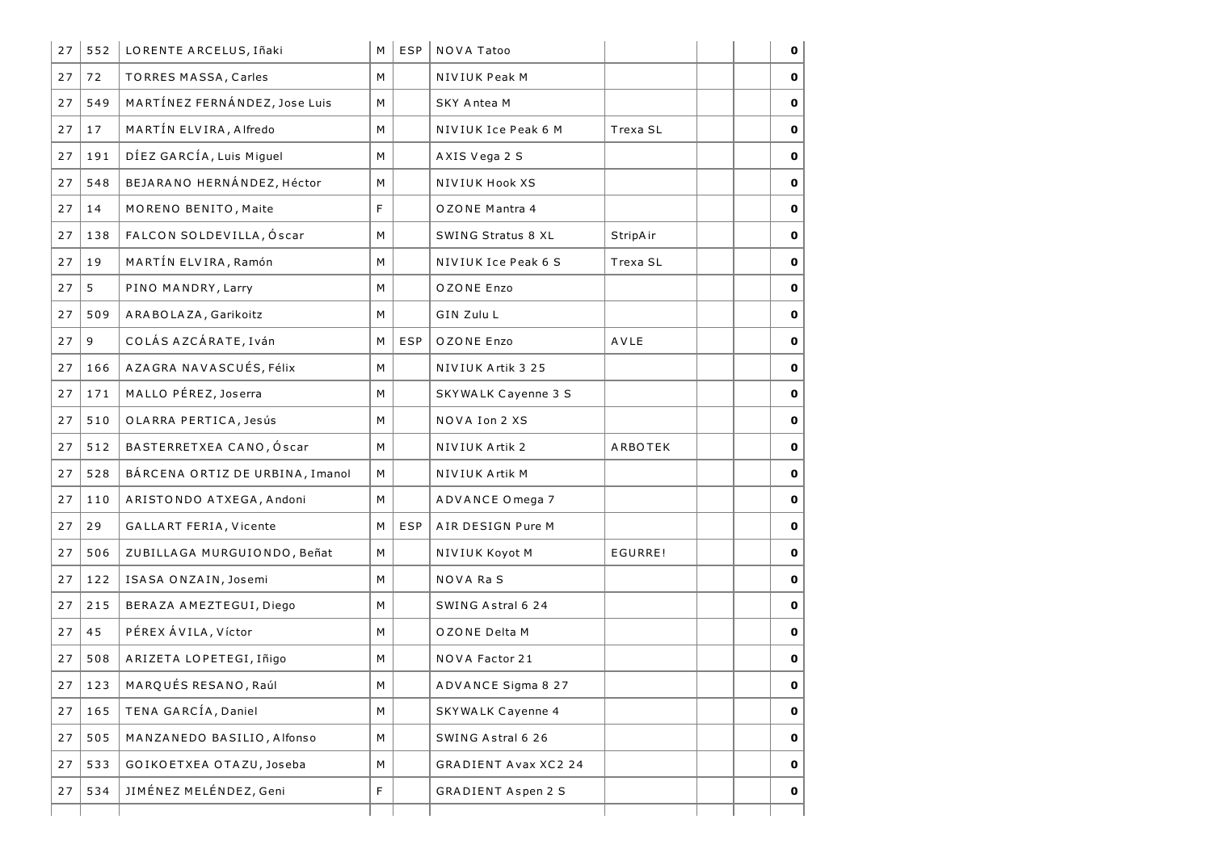| | | | | | | | | | |
|---|---|---|---|---|---|---|---|---|---|
| 27 | 552 | LORENTE ARCELUS, Iñaki | M | ESP | NOVA Tatoo | | | | 0 |
| 27 | 72 | TORRES MASSA, Carles | M | | NIVIUK Peak M | | | | 0 |
| 27 | 549 | MARTÍNEZ FERNÁNDEZ, Jose Luis | M | | SKY Antea M | | | | 0 |
| 27 | 17 | MARTÍN ELVIRA, Alfredo | M | | NIVIUK Ice Peak 6 M | Trexa SL | | | 0 |
| 27 | 191 | DÍEZ GARCÍA, Luis Miguel | M | | AXIS Vega 2 S | | | | 0 |
| 27 | 548 | BEJARANO HERNÁNDEZ, Héctor | M | | NIVIUK Hook XS | | | | 0 |
| 27 | 14 | MORENO BENITO, Maite | F | | OZONE Mantra 4 | | | | 0 |
| 27 | 138 | FALCON SOLDEVILLA, Óscar | M | | SWING Stratus 8 XL | StripAir | | | 0 |
| 27 | 19 | MARTÍN ELVIRA, Ramón | M | | NIVIUK Ice Peak 6 S | Trexa SL | | | 0 |
| 27 | 5 | PINO MANDRY, Larry | M | | OZONE Enzo | | | | 0 |
| 27 | 509 | ARABOLAZA, Garikoitz | M | | GIN Zulu L | | | | 0 |
| 27 | 9 | COLÁS AZCÁRATE, Iván | M | ESP | OZONE Enzo | AVLE | | | 0 |
| 27 | 166 | AZAGRA NAVASCUÉS, Félix | M | | NIVIUK Artik 3 25 | | | | 0 |
| 27 | 171 | MALLO PÉREZ, Joserra | M | | SKYWALK Cayenne 3 S | | | | 0 |
| 27 | 510 | OLARRA PERTICA, Jesús | M | | NOVA Ion 2 XS | | | | 0 |
| 27 | 512 | BASTERRETXEA CANO, Óscar | M | | NIVIUK Artik 2 | ARBOTEK | | | 0 |
| 27 | 528 | BÁRCENA ORTIZ DE URBINA, Imanol | M | | NIVIUK Artik M | | | | 0 |
| 27 | 110 | ARISTONDO ATXEGA, Andoni | M | | ADVANCE Omega 7 | | | | 0 |
| 27 | 29 | GALLART FERIA, Vicente | M | ESP | AIR DESIGN Pure M | | | | 0 |
| 27 | 506 | ZUBILLAGA MURGUIONDO, Beñat | M | | NIVIUK Koyot M | EGURRE! | | | 0 |
| 27 | 122 | ISASA ONZAIN, Josemi | M | | NOVA Ra S | | | | 0 |
| 27 | 215 | BERAZA AMEZTEGUI, Diego | M | | SWING Astral 6 24 | | | | 0 |
| 27 | 45 | PÉREX ÁVILA, Víctor | M | | OZONE Delta M | | | | 0 |
| 27 | 508 | ARIZETA LOPETEGI, Iñigo | M | | NOVA Factor 21 | | | | 0 |
| 27 | 123 | MARQUÉS RESANO, Raúl | M | | ADVANCE Sigma 8 27 | | | | 0 |
| 27 | 165 | TENA GARCÍA, Daniel | M | | SKYWALK Cayenne 4 | | | | 0 |
| 27 | 505 | MANZANEDO BASILIO, Alfonso | M | | SWING Astral 6 26 | | | | 0 |
| 27 | 533 | GOIKOETXEA OTAZU, Joseba | M | | GRADIENT Avax XC2 24 | | | | 0 |
| 27 | 534 | JIMÉNEZ MELÉNDEZ, Geni | F | | GRADIENT Aspen 2 S | | | | 0 |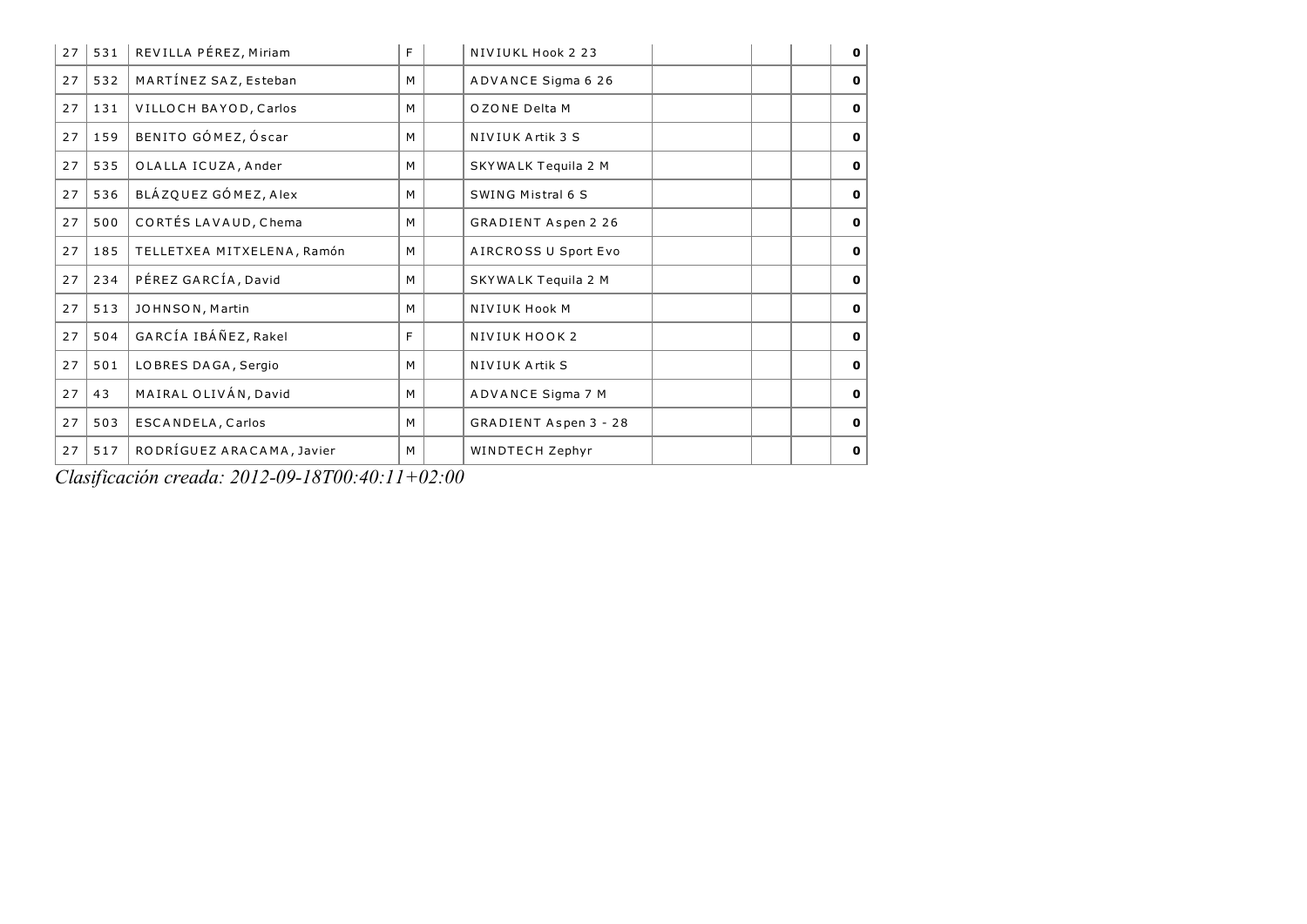| | | | | | | | | | |
|---|---|---|---|---|---|---|---|---|---|
| 27 | 531 | REVILLA PÉREZ, Miriam | F | | NIVIUKL Hook 2 23 | | | | **0** |
| 27 | 532 | MARTÍNEZ SAZ, Esteban | M | | ADVANCE Sigma 6 26 | | | | **0** |
| 27 | 131 | VILLOCH BAYOD, Carlos | M | | OZONE Delta M | | | | **0** |
| 27 | 159 | BENITO GÓMEZ, Óscar | M | | NIVIUK Artik 3 S | | | | **0** |
| 27 | 535 | OLALLA ICUZA, Ander | M | | SKYWALK Tequila 2 M | | | | **0** |
| 27 | 536 | BLÁZQUEZ GÓMEZ, Alex | M | | SWING Mistral 6 S | | | | **0** |
| 27 | 500 | CORTÉS LAVAUD, Chema | M | | GRADIENT Aspen 2 26 | | | | **0** |
| 27 | 185 | TELLETXEA MITXELENA, Ramón | M | | AIRCROSS U Sport Evo | | | | **0** |
| 27 | 234 | PÉREZ GARCÍA, David | M | | SKYWALK Tequila 2 M | | | | **0** |
| 27 | 513 | JOHNSON, Martin | M | | NIVIUK Hook M | | | | **0** |
| 27 | 504 | GARCÍA IBÁÑEZ, Rakel | F | | NIVIUK HOOK 2 | | | | **0** |
| 27 | 501 | LOBRES DAGA, Sergio | M | | NIVIUK Artik S | | | | **0** |
| 27 | 43 | MAIRAL OLIVÁN, David | M | | ADVANCE Sigma 7 M | | | | **0** |
| 27 | 503 | ESCANDELA, Carlos | M | | GRADIENT Aspen 3 - 28 | | | | **0** |
| 27 | 517 | RODRÍGUEZ ARACAMA, Javier | M | | WINDTECH Zephyr | | | | **0** |

*Clasificación creada: 2012-09-18T00:40:11+02:00*